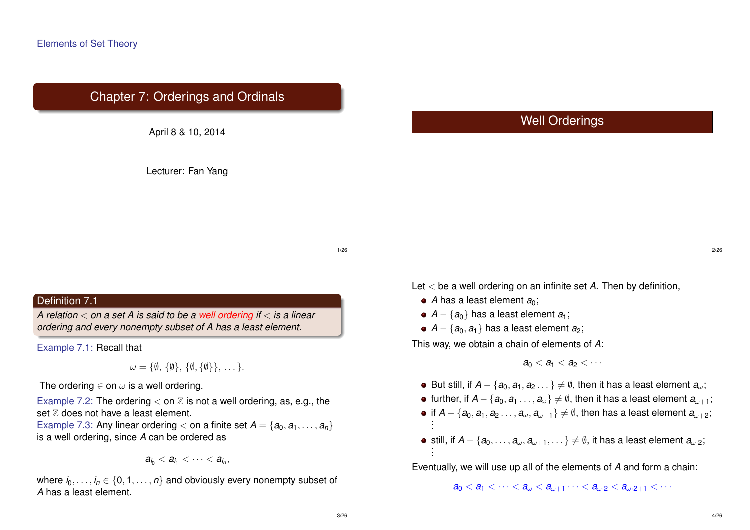Elements of Set Theory

# Chapter 7: Orderings and Ordinals

April 8 & 10, 2014

Lecturer: Fan Yang

## Well Orderings

**Definition 7.1**

*A relation $<$ on a set $A$ is said to be a well ordering if $<$ is a linear ordering and every nonempty subset of $A$ has a least element.*

Example 7.1: Recall that

$$\omega = \{\emptyset, \{\emptyset\}, \{\emptyset, \{\emptyset\}\}, \dots\}.$$

The ordering $\in$ on $\omega$ is a well ordering.

Example 7.2: The ordering $<$ on $\mathbb{Z}$ is not a well ordering, as, e.g., the set $\mathbb{Z}$ does not have a least element.

Example 7.3: Any linear ordering $<$ on a finite set $A = \{a_0, a_1, \dots, a_n\}$ is a well ordering, since $A$ can be ordered as

$$a_{i_0} < a_{i_1} < \cdots < a_{i_n},$$

where $i_0, \dots, i_n \in \{0, 1, \dots, n\}$ and obviously every nonempty subset of $A$ has a least element.

Let $<$ be a well ordering on an infinite set $A$. Then by definition,

- $A$ has a least element $a_0$;
- $A - \{a_0\}$ has a least element $a_1$;
- $A - \{a_0, a_1\}$ has a least element $a_2$;

This way, we obtain a chain of elements of $A$:

$$a_0 < a_1 < a_2 < \cdots$$

- But still, if $A - \{a_0, a_1, a_2 \dots\} \neq \emptyset$, then it has a least element $a_\omega$;
- further, if $A - \{a_0, a_1 \dots, a_\omega\} \neq \emptyset$, then it has a least element $a_{\omega+1}$;
- if $A - \{a_0, a_1, a_2 \dots, a_\omega, a_{\omega+1}\} \neq \emptyset$, then has a least element $a_{\omega+2}$;

  ⋮
- still, if $A - \{a_0, \dots, a_\omega, a_{\omega+1}, \dots\} \neq \emptyset$, it has a least element $a_{\omega \cdot 2}$;

  ⋮

Eventually, we will use up all of the elements of $A$ and form a chain:

$$a_0 < a_1 < \cdots < a_\omega < a_{\omega+1} \cdots < a_{\omega \cdot 2} < a_{\omega \cdot 2+1} < \cdots$$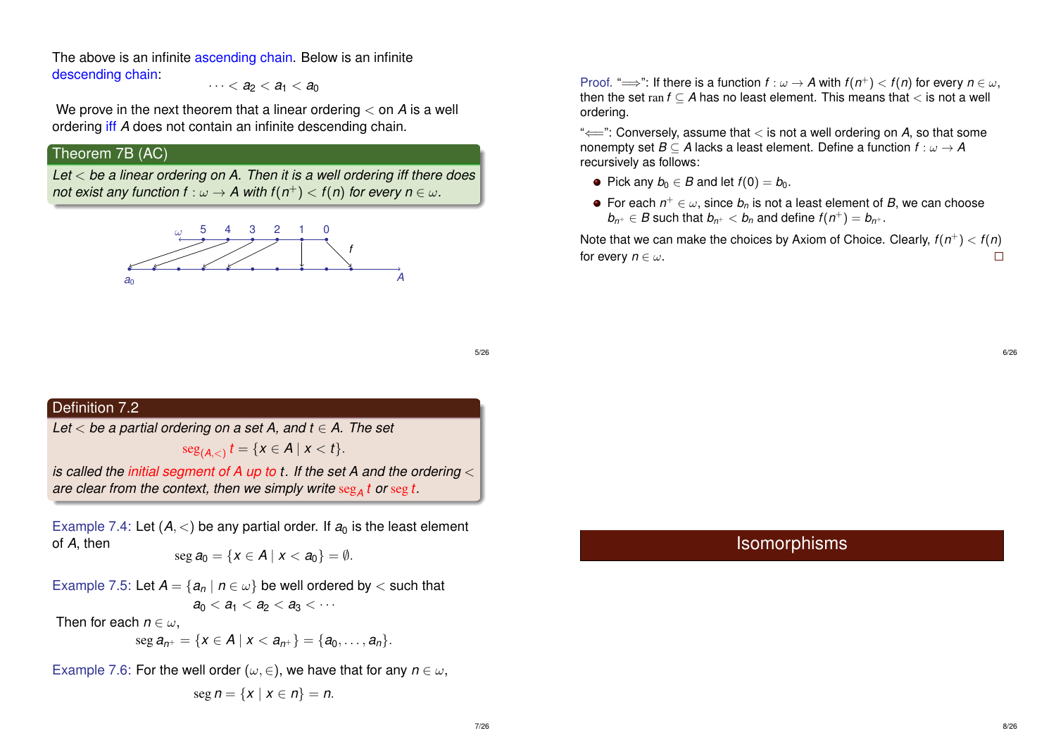The above is an infinite ascending chain. Below is an infinite descending chain:

$$\cdots < a_2 < a_1 < a_0$$

We prove in the next theorem that a linear ordering $<$ on $A$ is a well ordering iff $A$ does not contain an infinite descending chain.

**Theorem 7B (AC)**

*Let $<$ be a linear ordering on $A$. Then it is a well ordering iff there does not exist any function $f : \omega \to A$ with $f(n^+) < f(n)$ for every $n \in \omega$.*

Proof. "$\Longrightarrow$": If there is a function $f : \omega \to A$ with $f(n^+) < f(n)$ for every $n \in \omega$, then the set $\operatorname{ran} f \subseteq A$ has no least element. This means that $<$ is not a well ordering.

"$\Longleftarrow$": Conversely, assume that $<$ is not a well ordering on $A$, so that some nonempty set $B \subseteq A$ lacks a least element. Define a function $f : \omega \to A$ recursively as follows:

- Pick any $b_0 \in B$ and let $f(0) = b_0$.
- For each $n^+ \in \omega$, since $b_n$ is not a least element of $B$, we can choose $b_{n^+} \in B$ such that $b_{n^+} < b_n$ and define $f(n^+) = b_{n^+}$.

Note that we can make the choices by Axiom of Choice. Clearly, $f(n^+) < f(n)$ for every $n \in \omega$. □

**Definition 7.2**

*Let $<$ be a partial ordering on a set $A$, and $t \in A$. The set*

$$\operatorname{seg}_{(A,<)} t = \{x \in A \mid x < t\}.$$

*is called the initial segment of $A$ up to $t$. If the set $A$ and the ordering $<$ are clear from the context, then we simply write $\operatorname{seg}_A t$ or $\operatorname{seg} t$.*

Example 7.4: Let $(A, <)$ be any partial order. If $a_0$ is the least element of $A$, then

$$\operatorname{seg} a_0 = \{x \in A \mid x < a_0\} = \emptyset.$$

Example 7.5: Let $A = \{a_n \mid n \in \omega\}$ be well ordered by $<$ such that

$$a_0 < a_1 < a_2 < a_3 < \cdots$$

Then for each $n \in \omega$,

$$\operatorname{seg} a_{n^+} = \{x \in A \mid x < a_{n^+}\} = \{a_0, \ldots, a_n\}.$$

Example 7.6: For the well order $(\omega, \in)$, we have that for any $n \in \omega$,

$$\operatorname{seg} n = \{x \mid x \in n\} = n.$$

## Isomorphisms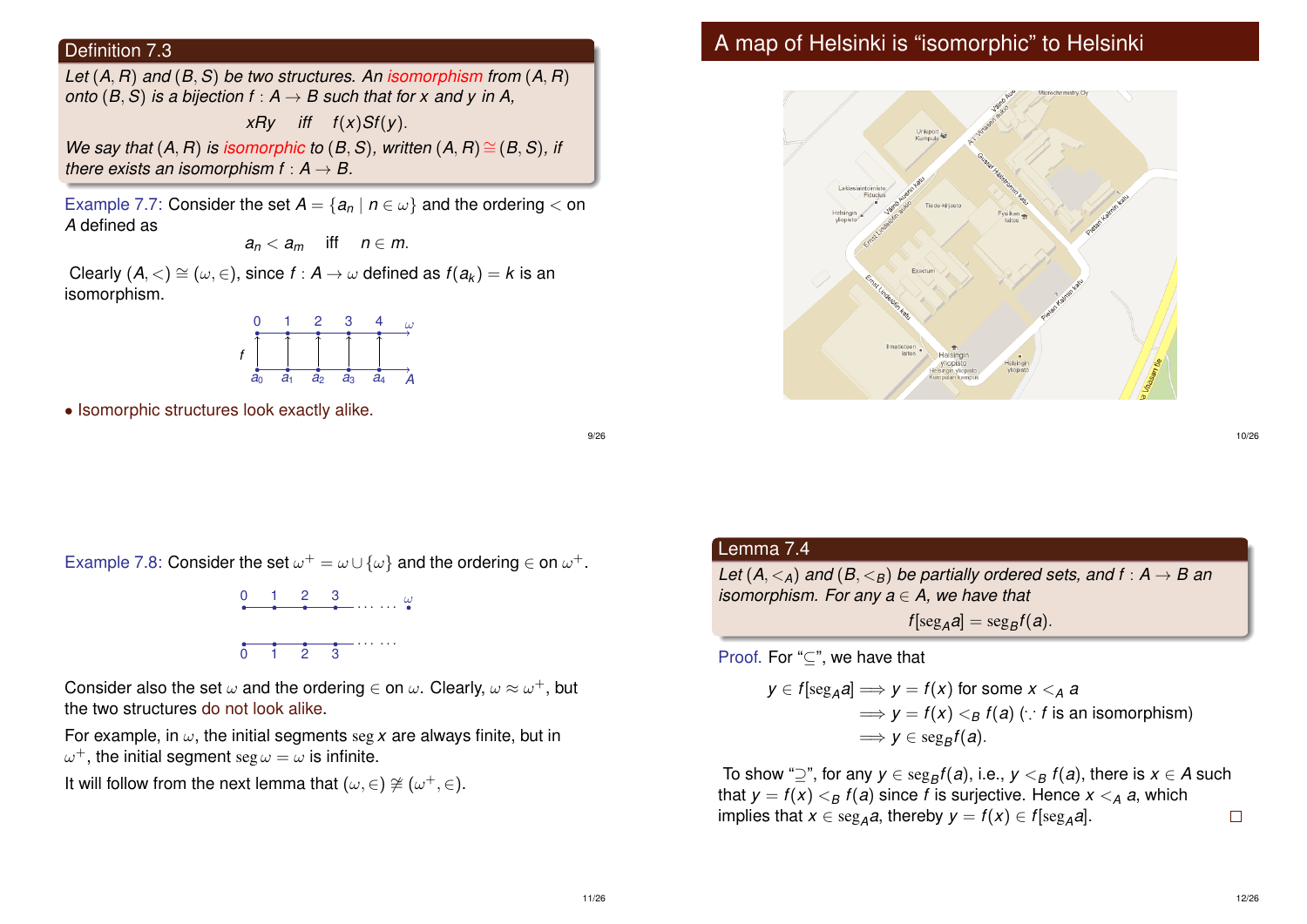### Definition 7.3

*Let $(A, R)$ and $(B, S)$ be two structures. An isomorphism from $(A, R)$ onto $(B, S)$ is a bijection $f : A \to B$ such that for $x$ and $y$ in $A$,*

$$xRy \quad \text{iff} \quad f(x)Sf(y).$$

*We say that $(A, R)$ is isomorphic to $(B, S)$, written $(A, R) \cong (B, S)$, if there exists an isomorphism $f : A \to B$.*

Example 7.7: Consider the set $A = \{a_n \mid n \in \omega\}$ and the ordering $<$ on $A$ defined as

$$a_n < a_m \quad \text{iff} \quad n \in m.$$

Clearly $(A, <) \cong (\omega, \in)$, since $f : A \to \omega$ defined as $f(a_k) = k$ is an isomorphism.

- Isomorphic structures look exactly alike.

## A map of Helsinki is "isomorphic" to Helsinki

Example 7.8: Consider the set $\omega^+ = \omega \cup \{\omega\}$ and the ordering $\in$ on $\omega^+$.

Consider also the set $\omega$ and the ordering $\in$ on $\omega$. Clearly, $\omega \approx \omega^+$, but the two structures do not look alike.

For example, in $\omega$, the initial segments $\operatorname{seg} x$ are always finite, but in $\omega^+$, the initial segment $\operatorname{seg} \omega = \omega$ is infinite.

It will follow from the next lemma that $(\omega, \in) \ncong (\omega^+, \in)$.

### Lemma 7.4

*Let $(A, <_A)$ and $(B, <_B)$ be partially ordered sets, and $f : A \to B$ an isomorphism. For any $a \in A$, we have that*

$$f[\operatorname{seg}_A a] = \operatorname{seg}_B f(a).$$

Proof. For "$\subseteq$", we have that

$$\begin{aligned} y \in f[\operatorname{seg}_A a] &\implies y = f(x) \text{ for some } x <_A a \\ &\implies y = f(x) <_B f(a) \; (\because f \text{ is an isomorphism}) \\ &\implies y \in \operatorname{seg}_B f(a). \end{aligned}$$

To show "$\supseteq$", for any $y \in \operatorname{seg}_B f(a)$, i.e., $y <_B f(a)$, there is $x \in A$ such that $y = f(x) <_B f(a)$ since $f$ is surjective. Hence $x <_A a$, which implies that $x \in \operatorname{seg}_A a$, thereby $y = f(x) \in f[\operatorname{seg}_A a]$. □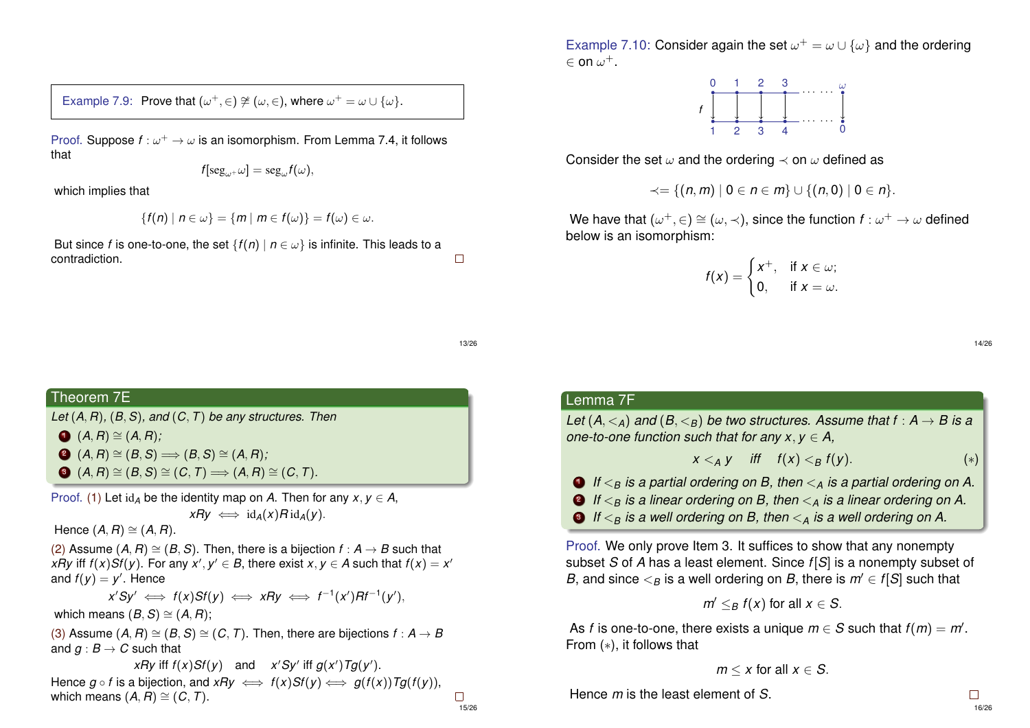Example 7.9: Prove that $(\omega^+, \in) \ncong (\omega, \in)$, where $\omega^+ = \omega \cup \{\omega\}$.

Proof. Suppose $f : \omega^+ \to \omega$ is an isomorphism. From Lemma 7.4, it follows that

$$f[\text{seg}_{\omega^+}\omega] = \text{seg}_\omega f(\omega),$$

which implies that

$$\{f(n) \mid n \in \omega\} = \{m \mid m \in f(\omega)\} = f(\omega) \in \omega.$$

But since $f$ is one-to-one, the set $\{f(n) \mid n \in \omega\}$ is infinite. This leads to a contradiction. □

Example 7.10: Consider again the set $\omega^+ = \omega \cup \{\omega\}$ and the ordering $\in$ on $\omega^+$.

Consider the set $\omega$ and the ordering $\prec$ on $\omega$ defined as

$$\prec = \{(n, m) \mid 0 \in n \in m\} \cup \{(n, 0) \mid 0 \in n\}.$$

We have that $(\omega^+, \in) \cong (\omega, \prec)$, since the function $f : \omega^+ \to \omega$ defined below is an isomorphism:

$$f(x) = \begin{cases} x^+, & \text{if } x \in \omega; \\ 0, & \text{if } x = \omega. \end{cases}$$

## Theorem 7E

*Let $(A, R)$, $(B, S)$, and $(C, T)$ be any structures. Then*

1. $(A, R) \cong (A, R)$;
2. $(A, R) \cong (B, S) \Longrightarrow (B, S) \cong (A, R)$;
3. $(A, R) \cong (B, S) \cong (C, T) \Longrightarrow (A, R) \cong (C, T)$.

Proof. (1) Let $\text{id}_A$ be the identity map on $A$. Then for any $x, y \in A$,

$$xRy \iff \text{id}_A(x) R \,\text{id}_A(y).$$

Hence $(A, R) \cong (A, R)$.

(2) Assume $(A, R) \cong (B, S)$. Then, there is a bijection $f : A \to B$ such that $xRy$ iff $f(x)Sf(y)$. For any $x', y' \in B$, there exist $x, y \in A$ such that $f(x) = x'$ and $f(y) = y'$. Hence

$$x'Sy' \iff f(x)Sf(y) \iff xRy \iff f^{-1}(x')Rf^{-1}(y'),$$

which means $(B, S) \cong (A, R)$;

(3) Assume $(A, R) \cong (B, S) \cong (C, T)$. Then, there are bijections $f : A \to B$ and $g : B \to C$ such that

$$xRy \text{ iff } f(x)Sf(y) \quad \text{and} \quad x'Sy' \text{ iff } g(x')Tg(y').$$

Hence $g \circ f$ is a bijection, and $xRy \iff f(x)Sf(y) \iff g(f(x))Tg(f(y))$, which means $(A, R) \cong (C, T)$. □

## Lemma 7F

*Let $(A, <_A)$ and $(B, <_B)$ be two structures. Assume that $f : A \to B$ is a one-to-one function such that for any $x, y \in A$,*

$$x <_A y \quad \text{iff} \quad f(x) <_B f(y). \qquad (*)$$

1. *If $<_B$ is a partial ordering on $B$, then $<_A$ is a partial ordering on $A$.*
2. *If $<_B$ is a linear ordering on $B$, then $<_A$ is a linear ordering on $A$.*
3. *If $<_B$ is a well ordering on $B$, then $<_A$ is a well ordering on $A$.*

Proof. We only prove Item 3. It suffices to show that any nonempty subset $S$ of $A$ has a least element. Since $f[S]$ is a nonempty subset of $B$, and since $<_B$ is a well ordering on $B$, there is $m' \in f[S]$ such that

$$m' \leq_B f(x) \text{ for all } x \in S.$$

As $f$ is one-to-one, there exists a unique $m \in S$ such that $f(m) = m'$. From $(*)$, it follows that

$$m \leq x \text{ for all } x \in S.$$

Hence $m$ is the least element of $S$. □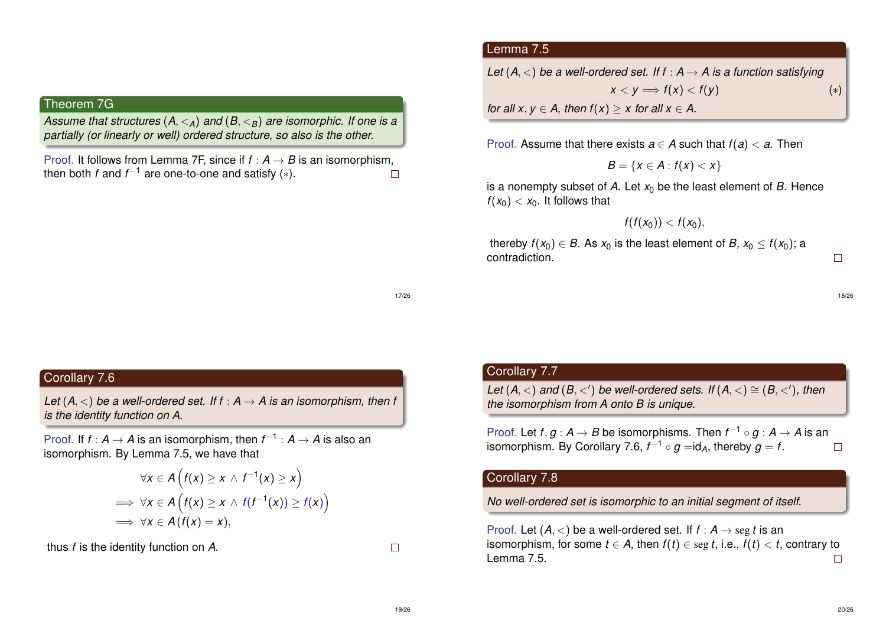### Theorem 7G

*Assume that structures $(A, <_A)$ and $(B, <_B)$ are isomorphic. If one is a partially (or linearly or well) ordered structure, so also is the other.*

Proof. It follows from Lemma 7F, since if $f : A \to B$ is an isomorphism, then both $f$ and $f^{-1}$ are one-to-one and satisfy $(*)$. □

### Lemma 7.5

*Let $(A, <)$ be a well-ordered set. If $f : A \to A$ is a function satisfying*

$$x < y \implies f(x) < f(y) \qquad (*)$$

*for all $x, y \in A$, then $f(x) \geq x$ for all $x \in A$.*

Proof. Assume that there exists $a \in A$ such that $f(a) < a$. Then

$$B = \{x \in A : f(x) < x\}$$

is a nonempty subset of $A$. Let $x_0$ be the least element of $B$. Hence $f(x_0) < x_0$. It follows that

$$f(f(x_0)) < f(x_0),$$

thereby $f(x_0) \in B$. As $x_0$ is the least element of $B$, $x_0 \leq f(x_0)$; a contradiction. □

### Corollary 7.6

*Let $(A, <)$ be a well-ordered set. If $f : A \to A$ is an isomorphism, then $f$ is the identity function on $A$.*

Proof. If $f : A \to A$ is an isomorphism, then $f^{-1} : A \to A$ is also an isomorphism. By Lemma 7.5, we have that

$$\forall x \in A \Big( f(x) \geq x \wedge f^{-1}(x) \geq x \Big)$$

$$\implies \forall x \in A \Big( f(x) \geq x \wedge f(f^{-1}(x)) \geq f(x) \Big)$$

$$\implies \forall x \in A (f(x) = x),$$

thus $f$ is the identity function on $A$. □

### Corollary 7.7

*Let $(A, <)$ and $(B, <')$ be well-ordered sets. If $(A, <) \cong (B, <')$, then the isomorphism from $A$ onto $B$ is unique.*

Proof. Let $f, g : A \to B$ be isomorphisms. Then $f^{-1} \circ g : A \to A$ is an isomorphism. By Corollary 7.6, $f^{-1} \circ g = \text{id}_A$, thereby $g = f$. □

### Corollary 7.8

*No well-ordered set is isomorphic to an initial segment of itself.*

Proof. Let $(A, <)$ be a well-ordered set. If $f : A \to \operatorname{seg} t$ is an isomorphism, for some $t \in A$, then $f(t) \in \operatorname{seg} t$, i.e., $f(t) < t$, contrary to Lemma 7.5. □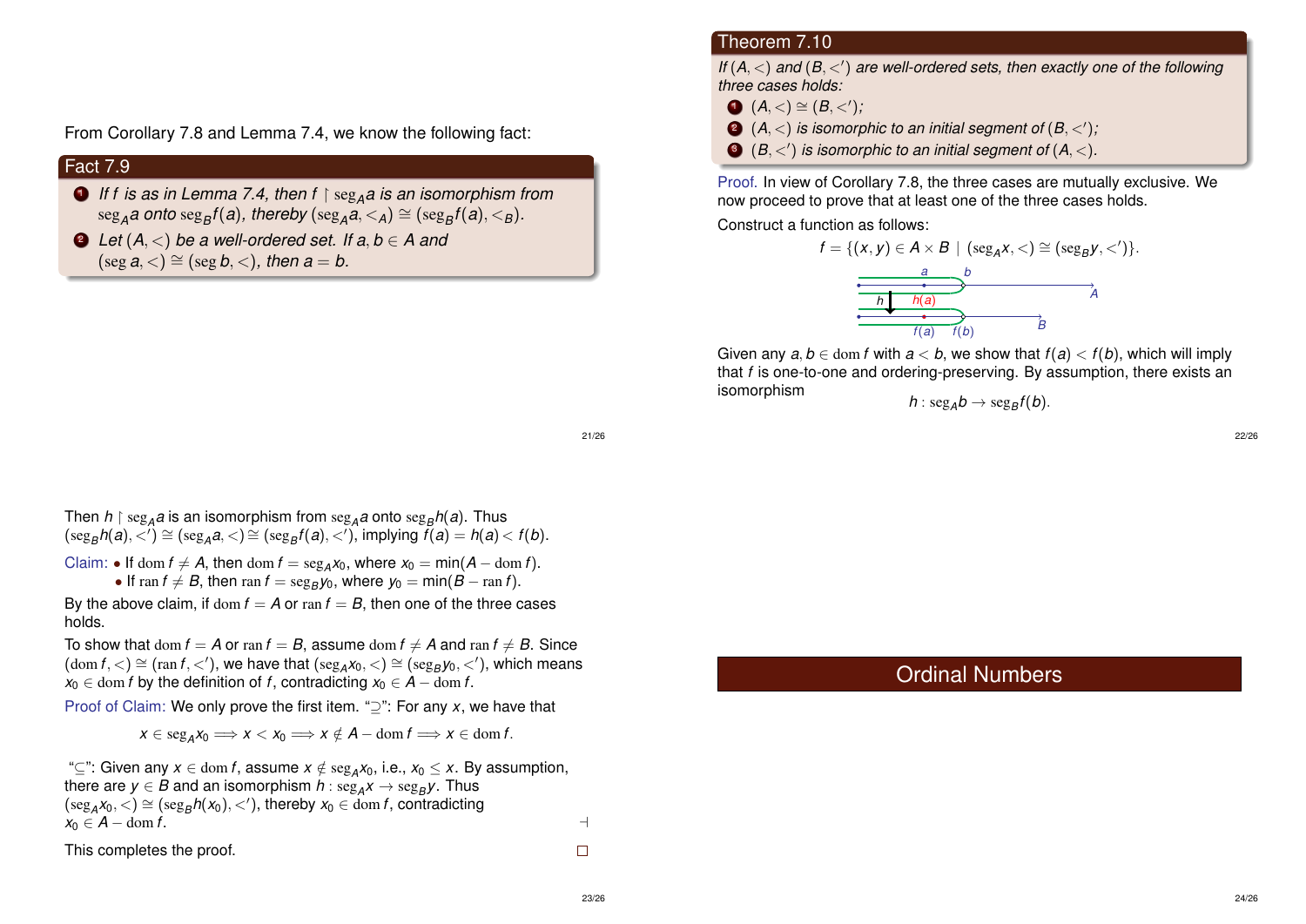From Corollary 7.8 and Lemma 7.4, we know the following fact:

### Fact 7.9

1. *If $f$ is as in Lemma 7.4, then $f \restriction \operatorname{seg}_A a$ is an isomorphism from $\operatorname{seg}_A a$ onto $\operatorname{seg}_B f(a)$, thereby $(\operatorname{seg}_A a, <_A) \cong (\operatorname{seg}_B f(a), <_B)$.*
2. *Let $(A, <)$ be a well-ordered set. If $a, b \in A$ and $(\operatorname{seg} a, <) \cong (\operatorname{seg} b, <)$, then $a = b$.*

### Theorem 7.10

*If $(A, <)$ and $(B, <')$ are well-ordered sets, then exactly one of the following three cases holds:*

1. $(A, <) \cong (B, <')$;
2. $(A, <)$ *is isomorphic to an initial segment of* $(B, <')$;
3. $(B, <')$ *is isomorphic to an initial segment of* $(A, <)$.

Proof. In view of Corollary 7.8, the three cases are mutually exclusive. We now proceed to prove that at least one of the three cases holds.

Construct a function as follows:

$$f = \{(x, y) \in A \times B \mid (\operatorname{seg}_A x, <) \cong (\operatorname{seg}_B y, <')\}.$$

Given any $a, b \in \operatorname{dom} f$ with $a < b$, we show that $f(a) < f(b)$, which will imply that $f$ is one-to-one and ordering-preserving. By assumption, there exists an isomorphism

$$h : \operatorname{seg}_A b \to \operatorname{seg}_B f(b).$$

Then $h \restriction \operatorname{seg}_A a$ is an isomorphism from $\operatorname{seg}_A a$ onto $\operatorname{seg}_B h(a)$. Thus $(\operatorname{seg}_B h(a), <') \cong (\operatorname{seg}_A a, <) \cong (\operatorname{seg}_B f(a), <')$, implying $f(a) = h(a) < f(b)$.

Claim:
- If $\operatorname{dom} f \neq A$, then $\operatorname{dom} f = \operatorname{seg}_A x_0$, where $x_0 = \min(A - \operatorname{dom} f)$.
- If $\operatorname{ran} f \neq B$, then $\operatorname{ran} f = \operatorname{seg}_B y_0$, where $y_0 = \min(B - \operatorname{ran} f)$.

By the above claim, if $\operatorname{dom} f = A$ or $\operatorname{ran} f = B$, then one of the three cases holds.

To show that $\operatorname{dom} f = A$ or $\operatorname{ran} f = B$, assume $\operatorname{dom} f \neq A$ and $\operatorname{ran} f \neq B$. Since $(\operatorname{dom} f, <) \cong (\operatorname{ran} f, <')$, we have that $(\operatorname{seg}_A x_0, <) \cong (\operatorname{seg}_B y_0, <')$, which means $x_0 \in \operatorname{dom} f$ by the definition of $f$, contradicting $x_0 \in A - \operatorname{dom} f$.

Proof of Claim: We only prove the first item. "$\supseteq$": For any $x$, we have that

$$x \in \operatorname{seg}_A x_0 \implies x < x_0 \implies x \notin A - \operatorname{dom} f \implies x \in \operatorname{dom} f.$$

"$\subseteq$": Given any $x \in \operatorname{dom} f$, assume $x \notin \operatorname{seg}_A x_0$, i.e., $x_0 \leq x$. By assumption, there are $y \in B$ and an isomorphism $h : \operatorname{seg}_A x \to \operatorname{seg}_B y$. Thus $(\operatorname{seg}_A x_0, <) \cong (\operatorname{seg}_B h(x_0), <')$, thereby $x_0 \in \operatorname{dom} f$, contradicting $x_0 \in A - \operatorname{dom} f$. ⊣

This completes the proof. □

## Ordinal Numbers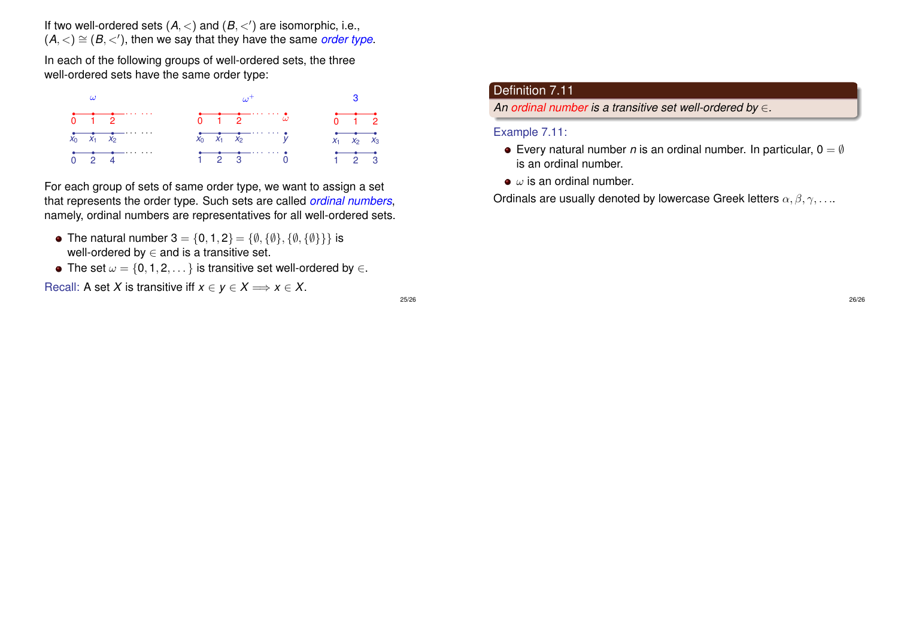If two well-ordered sets $(A, <)$ and $(B, <')$ are isomorphic, i.e., $(A, <) \cong (B, <')$, then we say that they have the same *order type*.

In each of the following groups of well-ordered sets, the three well-ordered sets have the same order type:

$\omega$

0 1 2 ...... ...

$x_0$ $x_1$ $x_2$ ...... ...

0 2 4 ...... ...

$\omega^+$

0 1 2 ...... ... $\omega$

$x_0$ $x_1$ $x_2$ ...... ... $y$

1 2 3 ...... ... 0

3

0 1 2

$x_1$ $x_2$ $x_3$

1 2 3

For each group of sets of same order type, we want to assign a set that represents the order type. Such sets are called *ordinal numbers*, namely, ordinal numbers are representatives for all well-ordered sets.

- The natural number $3 = \{0, 1, 2\} = \{\emptyset, \{\emptyset\}, \{\emptyset, \{\emptyset\}\}\}$ is well-ordered by $\in$ and is a transitive set.
- The set $\omega = \{0, 1, 2, \dots\}$ is transitive set well-ordered by $\in$.

Recall: A set $X$ is transitive iff $x \in y \in X \implies x \in X$.

**Definition 7.11**

*An ordinal number is a transitive set well-ordered by $\in$.*

Example 7.11:

- Every natural number $n$ is an ordinal number. In particular, $0 = \emptyset$ is an ordinal number.
- $\omega$ is an ordinal number.

Ordinals are usually denoted by lowercase Greek letters $\alpha, \beta, \gamma, \dots$.